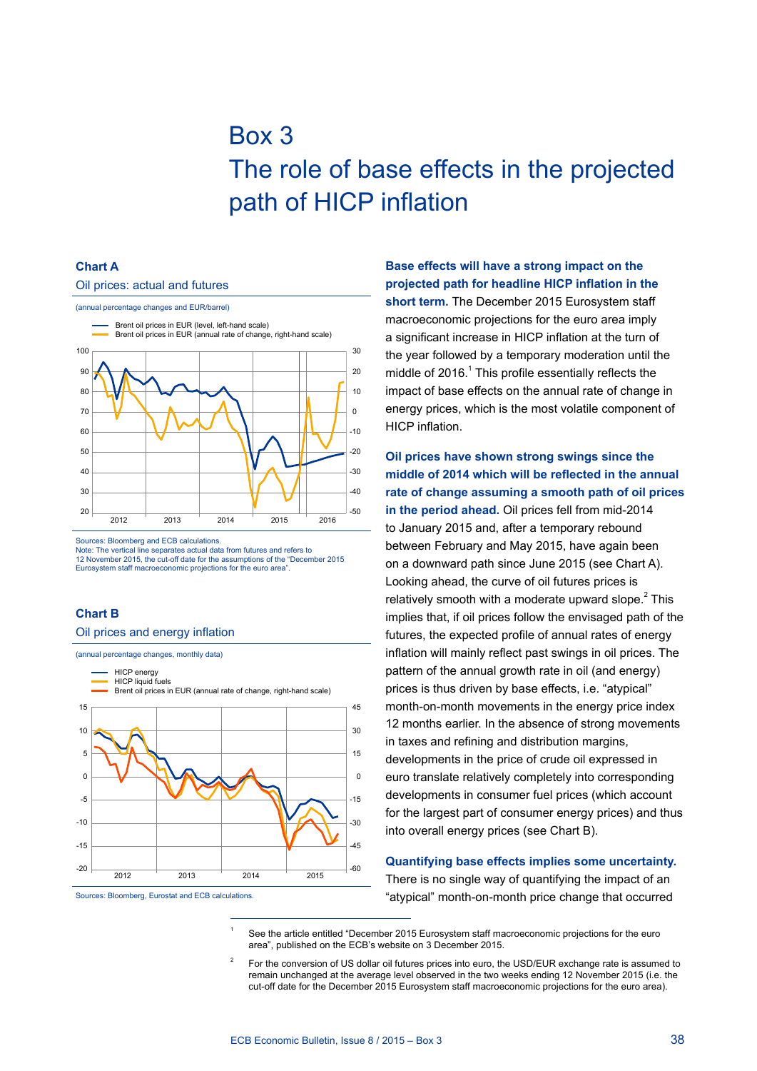# Box 3
# The role of base effects in the projected path of HICP inflation

**Base effects will have a strong impact on the projected path for headline HICP inflation in the short term.** The December 2015 Eurosystem staff macroeconomic projections for the euro area imply a significant increase in HICP inflation at the turn of the year followed by a temporary moderation until the middle of 2016.[1] This profile essentially reflects the impact of base effects on the annual rate of change in energy prices, which is the most volatile component of HICP inflation.

**Oil prices have shown strong swings since the middle of 2014 which will be reflected in the annual rate of change assuming a smooth path of oil prices in the period ahead.** Oil prices fell from mid-2014 to January 2015 and, after a temporary rebound between February and May 2015, have again been on a downward path since June 2015 (see Chart A). Looking ahead, the curve of oil futures prices is relatively smooth with a moderate upward slope.[2] This implies that, if oil prices follow the envisaged path of the futures, the expected profile of annual rates of energy inflation will mainly reflect past swings in oil prices. The pattern of the annual growth rate in oil (and energy) prices is thus driven by base effects, i.e. "atypical" month-on-month movements in the energy price index 12 months earlier. In the absence of strong movements in taxes and refining and distribution margins, developments in the price of crude oil expressed in euro translate relatively completely into corresponding developments in consumer fuel prices (which account for the largest part of consumer energy prices) and thus into overall energy prices (see Chart B).

**Quantifying base effects implies some uncertainty.** There is no single way of quantifying the impact of an "atypical" month-on-month price change that occurred

### Chart A
Oil prices: actual and futures

(annual percentage changes and EUR/barrel)

Sources: Bloomberg and ECB calculations.
Note: The vertical line separates actual data from futures and refers to 12 November 2015, the cut-off date for the assumptions of the "December 2015 Eurosystem staff macroeconomic projections for the euro area".

### Chart B
Oil prices and energy inflation

(annual percentage changes, monthly data)

Sources: Bloomberg, Eurostat and ECB calculations.

[1] See the article entitled "December 2015 Eurosystem staff macroeconomic projections for the euro area", published on the ECB's website on 3 December 2015.

[2] For the conversion of US dollar oil futures prices into euro, the USD/EUR exchange rate is assumed to remain unchanged at the average level observed in the two weeks ending 12 November 2015 (i.e. the cut-off date for the December 2015 Eurosystem staff macroeconomic projections for the euro area).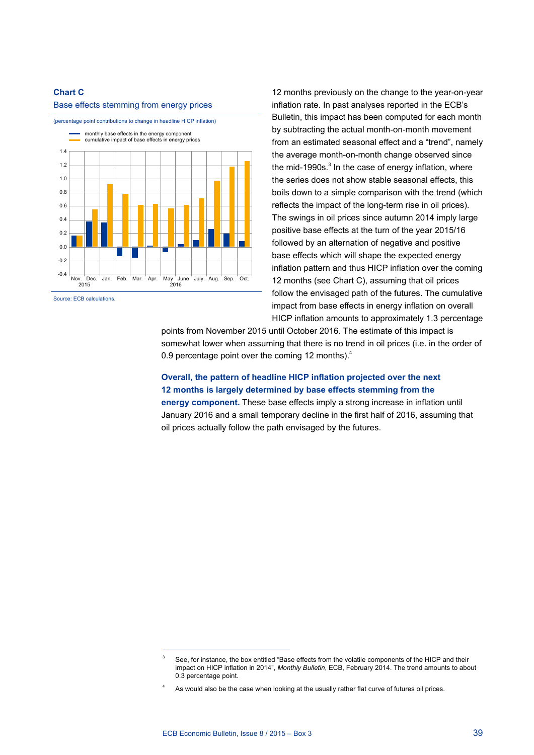**Chart C**

Base effects stemming from energy prices

(percentage point contributions to change in headline HICP inflation)

monthly base effects in the energy component
cumulative impact of base effects in energy prices

1.4
1.2
1.0
0.8
0.6
0.4
0.2
0.0
-0.2
-0.4

Nov. Dec. Jan. Feb. Mar. Apr. May June July Aug. Sep. Oct.
2015 2016

Source: ECB calculations.

12 months previously on the change to the year-on-year inflation rate. In past analyses reported in the ECB's Bulletin, this impact has been computed for each month by subtracting the actual month-on-month movement from an estimated seasonal effect and a "trend", namely the average month-on-month change observed since the mid-1990s.[3] In the case of energy inflation, where the series does not show stable seasonal effects, this boils down to a simple comparison with the trend (which reflects the impact of the long-term rise in oil prices). The swings in oil prices since autumn 2014 imply large positive base effects at the turn of the year 2015/16 followed by an alternation of negative and positive base effects which will shape the expected energy inflation pattern and thus HICP inflation over the coming 12 months (see Chart C), assuming that oil prices follow the envisaged path of the futures. The cumulative impact from base effects in energy inflation on overall HICP inflation amounts to approximately 1.3 percentage points from November 2015 until October 2016. The estimate of this impact is somewhat lower when assuming that there is no trend in oil prices (i.e. in the order of 0.9 percentage point over the coming 12 months).[4]

**Overall, the pattern of headline HICP inflation projected over the next 12 months is largely determined by base effects stemming from the energy component.** These base effects imply a strong increase in inflation until January 2016 and a small temporary decline in the first half of 2016, assuming that oil prices actually follow the path envisaged by the futures.

[3] See, for instance, the box entitled "Base effects from the volatile components of the HICP and their impact on HICP inflation in 2014", *Monthly Bulletin*, ECB, February 2014. The trend amounts to about 0.3 percentage point.

[4] As would also be the case when looking at the usually rather flat curve of futures oil prices.